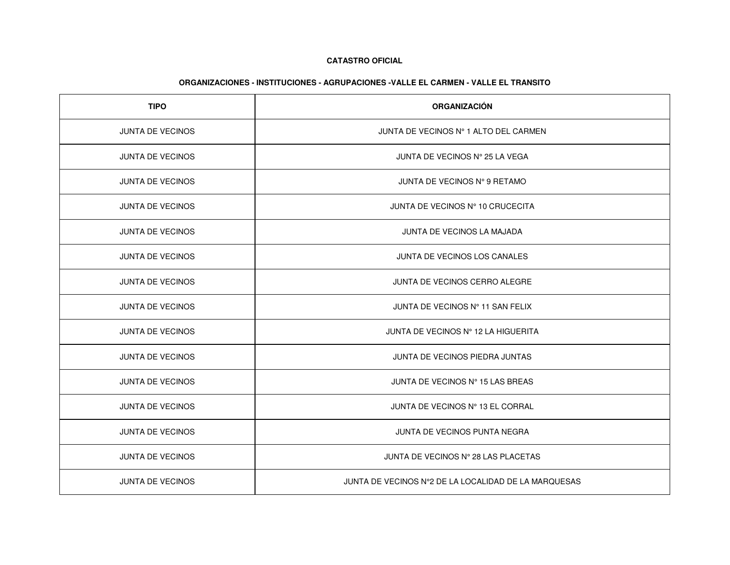**CATASTRO OFICIAL**

**ORGANIZACIONES - INSTITUCIONES - AGRUPACIONES -VALLE EL CARMEN - VALLE EL TRANSITO**

| TIPO | ORGANIZACIÓN |
|---|---|
| JUNTA DE VECINOS | JUNTA DE VECINOS N° 1 ALTO DEL CARMEN |
| JUNTA DE VECINOS | JUNTA DE VECINOS N° 25 LA VEGA |
| JUNTA DE VECINOS | JUNTA DE VECINOS N° 9 RETAMO |
| JUNTA DE VECINOS | JUNTA DE VECINOS N° 10 CRUCECITA |
| JUNTA DE VECINOS | JUNTA DE VECINOS LA MAJADA |
| JUNTA DE VECINOS | JUNTA DE VECINOS LOS CANALES |
| JUNTA DE VECINOS | JUNTA DE VECINOS CERRO ALEGRE |
| JUNTA DE VECINOS | JUNTA DE VECINOS N° 11 SAN FELIX |
| JUNTA DE VECINOS | JUNTA DE VECINOS N° 12 LA HIGUERITA |
| JUNTA DE VECINOS | JUNTA DE VECINOS PIEDRA JUNTAS |
| JUNTA DE VECINOS | JUNTA DE VECINOS N° 15 LAS BREAS |
| JUNTA DE VECINOS | JUNTA DE VECINOS N° 13 EL CORRAL |
| JUNTA DE VECINOS | JUNTA DE VECINOS PUNTA NEGRA |
| JUNTA DE VECINOS | JUNTA DE VECINOS N° 28 LAS PLACETAS |
| JUNTA DE VECINOS | JUNTA DE VECINOS N°2 DE LA LOCALIDAD DE LA MARQUESAS |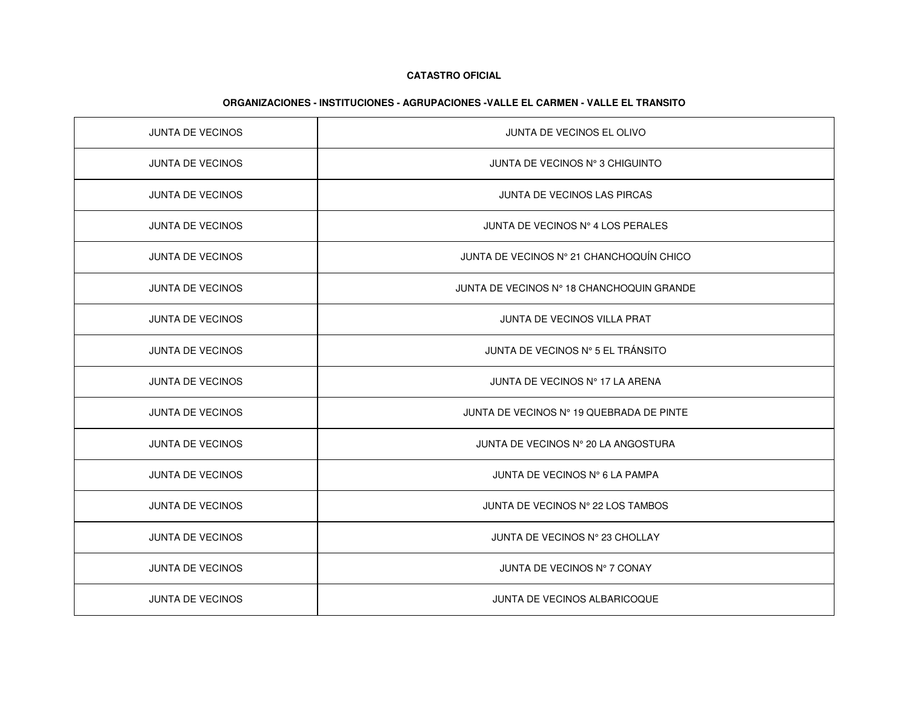**CATASTRO OFICIAL**

**ORGANIZACIONES - INSTITUCIONES - AGRUPACIONES -VALLE EL CARMEN - VALLE EL TRANSITO**

| | |
|---|---|
| JUNTA DE VECINOS | JUNTA DE VECINOS EL OLIVO |
| JUNTA DE VECINOS | JUNTA DE VECINOS N° 3 CHIGUINTO |
| JUNTA DE VECINOS | JUNTA DE VECINOS LAS PIRCAS |
| JUNTA DE VECINOS | JUNTA DE VECINOS N° 4 LOS PERALES |
| JUNTA DE VECINOS | JUNTA DE VECINOS N° 21 CHANCHOQUÍN CHICO |
| JUNTA DE VECINOS | JUNTA DE VECINOS N° 18 CHANCHOQUIN GRANDE |
| JUNTA DE VECINOS | JUNTA DE VECINOS VILLA PRAT |
| JUNTA DE VECINOS | JUNTA DE VECINOS N° 5 EL TRÁNSITO |
| JUNTA DE VECINOS | JUNTA DE VECINOS N° 17 LA ARENA |
| JUNTA DE VECINOS | JUNTA DE VECINOS N° 19 QUEBRADA DE PINTE |
| JUNTA DE VECINOS | JUNTA DE VECINOS N° 20 LA ANGOSTURA |
| JUNTA DE VECINOS | JUNTA DE VECINOS N° 6 LA PAMPA |
| JUNTA DE VECINOS | JUNTA DE VECINOS N° 22 LOS TAMBOS |
| JUNTA DE VECINOS | JUNTA DE VECINOS N° 23 CHOLLAY |
| JUNTA DE VECINOS | JUNTA DE VECINOS N° 7 CONAY |
| JUNTA DE VECINOS | JUNTA DE VECINOS ALBARICOQUE |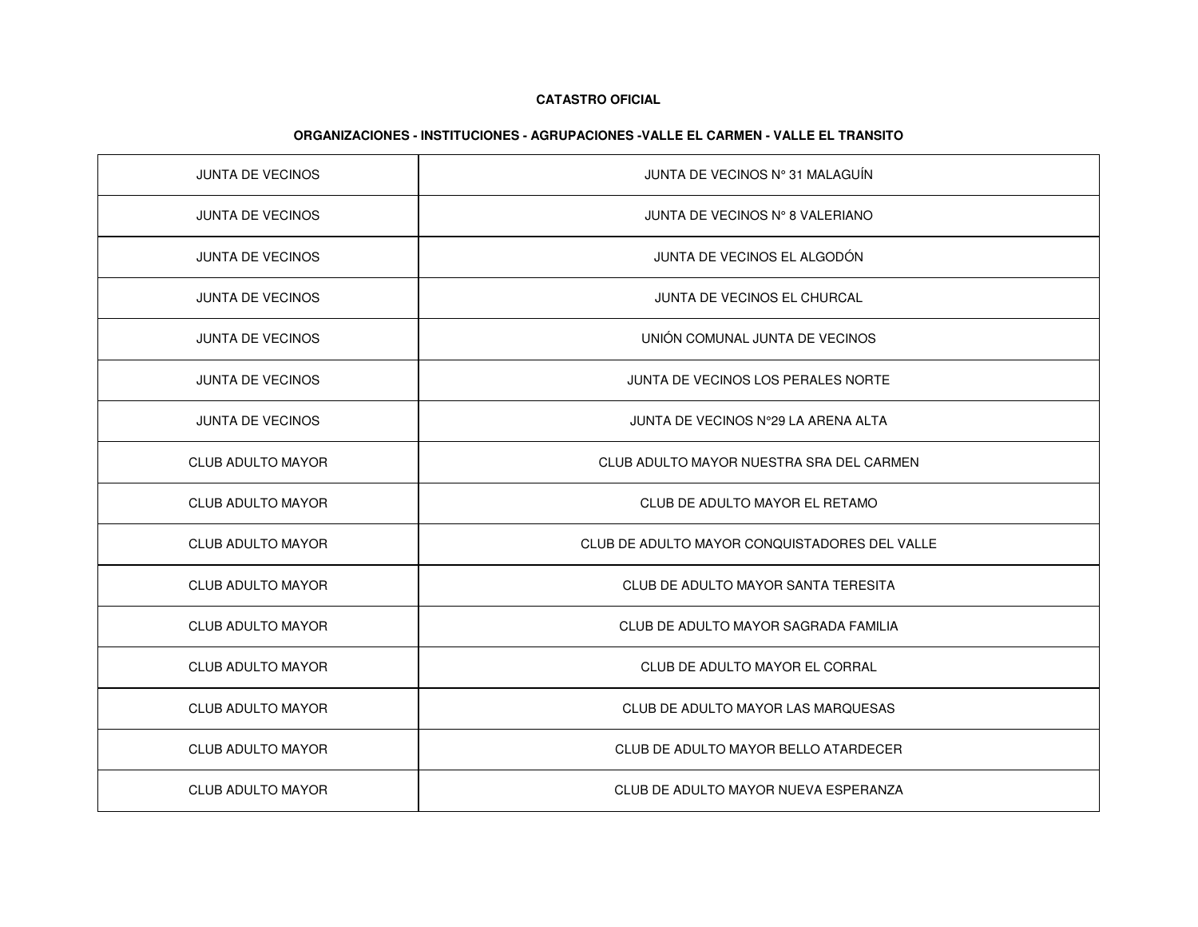**CATASTRO OFICIAL**

**ORGANIZACIONES - INSTITUCIONES - AGRUPACIONES -VALLE EL CARMEN - VALLE EL TRANSITO**

| | |
|---|---|
| JUNTA DE VECINOS | JUNTA DE VECINOS N° 31 MALAGUÍN |
| JUNTA DE VECINOS | JUNTA DE VECINOS N° 8 VALERIANO |
| JUNTA DE VECINOS | JUNTA DE VECINOS EL ALGODÓN |
| JUNTA DE VECINOS | JUNTA DE VECINOS EL CHURCAL |
| JUNTA DE VECINOS | UNIÓN COMUNAL JUNTA DE VECINOS |
| JUNTA DE VECINOS | JUNTA DE VECINOS LOS PERALES NORTE |
| JUNTA DE VECINOS | JUNTA DE VECINOS N°29 LA ARENA ALTA |
| CLUB ADULTO MAYOR | CLUB ADULTO MAYOR NUESTRA SRA DEL CARMEN |
| CLUB ADULTO MAYOR | CLUB DE ADULTO MAYOR EL RETAMO |
| CLUB ADULTO MAYOR | CLUB DE ADULTO MAYOR CONQUISTADORES DEL VALLE |
| CLUB ADULTO MAYOR | CLUB DE ADULTO MAYOR SANTA TERESITA |
| CLUB ADULTO MAYOR | CLUB DE ADULTO MAYOR SAGRADA FAMILIA |
| CLUB ADULTO MAYOR | CLUB DE ADULTO MAYOR EL CORRAL |
| CLUB ADULTO MAYOR | CLUB DE ADULTO MAYOR LAS MARQUESAS |
| CLUB ADULTO MAYOR | CLUB DE ADULTO MAYOR BELLO ATARDECER |
| CLUB ADULTO MAYOR | CLUB DE ADULTO MAYOR NUEVA ESPERANZA |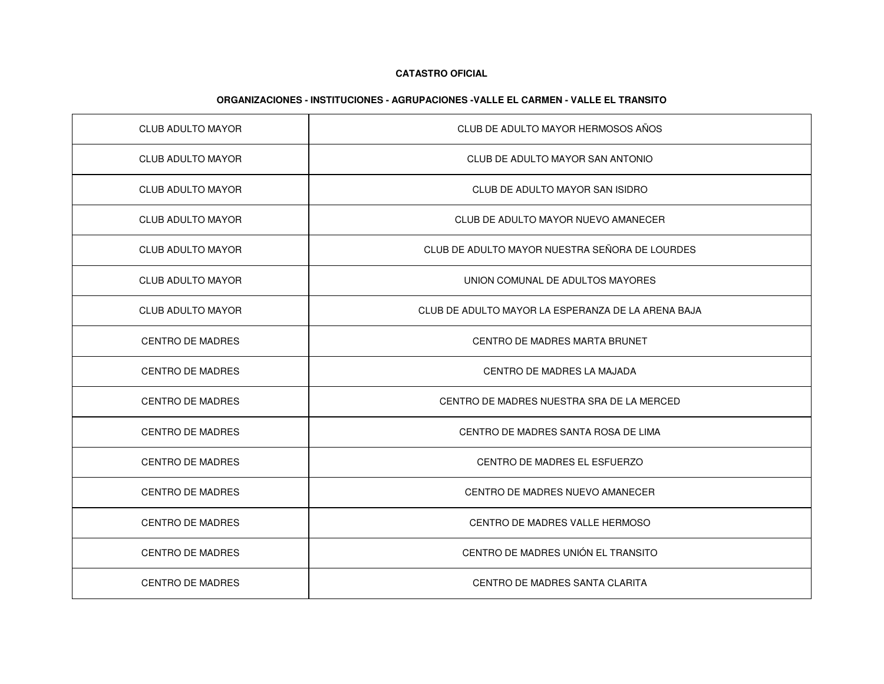**CATASTRO OFICIAL**

**ORGANIZACIONES - INSTITUCIONES - AGRUPACIONES -VALLE EL CARMEN - VALLE EL TRANSITO**

| | |
|---|---|
| CLUB ADULTO MAYOR | CLUB DE ADULTO MAYOR HERMOSOS AÑOS |
| CLUB ADULTO MAYOR | CLUB DE ADULTO MAYOR SAN ANTONIO |
| CLUB ADULTO MAYOR | CLUB DE ADULTO MAYOR SAN ISIDRO |
| CLUB ADULTO MAYOR | CLUB DE ADULTO MAYOR NUEVO AMANECER |
| CLUB ADULTO MAYOR | CLUB DE ADULTO MAYOR NUESTRA SEÑORA DE LOURDES |
| CLUB ADULTO MAYOR | UNION COMUNAL DE ADULTOS MAYORES |
| CLUB ADULTO MAYOR | CLUB DE ADULTO MAYOR LA ESPERANZA DE LA ARENA BAJA |
| CENTRO DE MADRES | CENTRO DE MADRES MARTA BRUNET |
| CENTRO DE MADRES | CENTRO DE MADRES LA MAJADA |
| CENTRO DE MADRES | CENTRO DE MADRES NUESTRA SRA DE LA MERCED |
| CENTRO DE MADRES | CENTRO DE MADRES SANTA ROSA DE LIMA |
| CENTRO DE MADRES | CENTRO DE MADRES EL ESFUERZO |
| CENTRO DE MADRES | CENTRO DE MADRES NUEVO AMANECER |
| CENTRO DE MADRES | CENTRO DE MADRES VALLE HERMOSO |
| CENTRO DE MADRES | CENTRO DE MADRES UNIÓN EL TRANSITO |
| CENTRO DE MADRES | CENTRO DE MADRES SANTA CLARITA |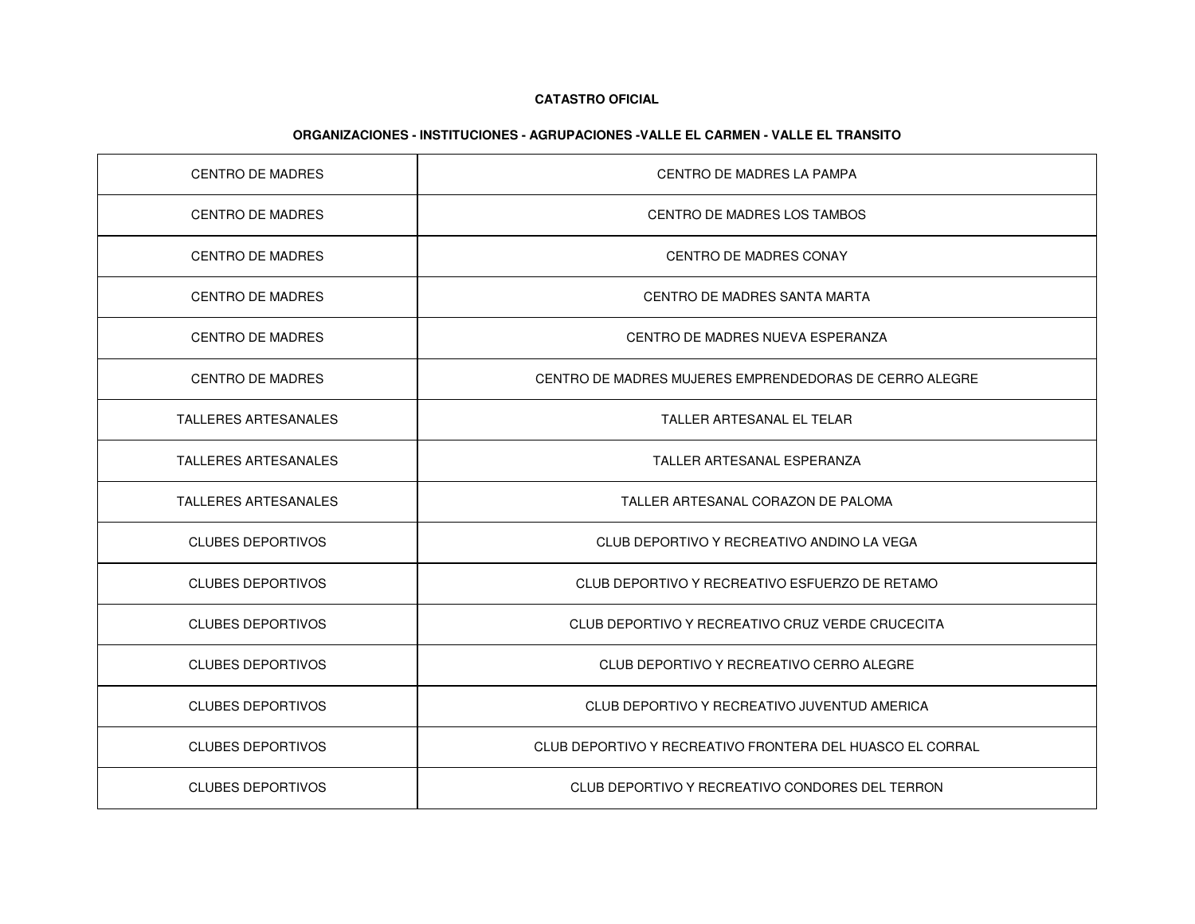**CATASTRO OFICIAL**

**ORGANIZACIONES - INSTITUCIONES - AGRUPACIONES -VALLE EL CARMEN - VALLE EL TRANSITO**

| | |
|---|---|
| CENTRO DE MADRES | CENTRO DE MADRES LA PAMPA |
| CENTRO DE MADRES | CENTRO DE MADRES LOS TAMBOS |
| CENTRO DE MADRES | CENTRO DE MADRES CONAY |
| CENTRO DE MADRES | CENTRO DE MADRES SANTA MARTA |
| CENTRO DE MADRES | CENTRO DE MADRES NUEVA ESPERANZA |
| CENTRO DE MADRES | CENTRO DE MADRES MUJERES EMPRENDEDORAS DE CERRO ALEGRE |
| TALLERES ARTESANALES | TALLER ARTESANAL EL TELAR |
| TALLERES ARTESANALES | TALLER ARTESANAL ESPERANZA |
| TALLERES ARTESANALES | TALLER ARTESANAL CORAZON DE PALOMA |
| CLUBES DEPORTIVOS | CLUB DEPORTIVO Y RECREATIVO ANDINO LA VEGA |
| CLUBES DEPORTIVOS | CLUB DEPORTIVO Y RECREATIVO ESFUERZO DE RETAMO |
| CLUBES DEPORTIVOS | CLUB DEPORTIVO Y RECREATIVO CRUZ VERDE CRUCECITA |
| CLUBES DEPORTIVOS | CLUB DEPORTIVO Y RECREATIVO CERRO ALEGRE |
| CLUBES DEPORTIVOS | CLUB DEPORTIVO Y RECREATIVO JUVENTUD AMERICA |
| CLUBES DEPORTIVOS | CLUB DEPORTIVO Y RECREATIVO FRONTERA DEL HUASCO EL CORRAL |
| CLUBES DEPORTIVOS | CLUB DEPORTIVO Y RECREATIVO CONDORES DEL TERRON |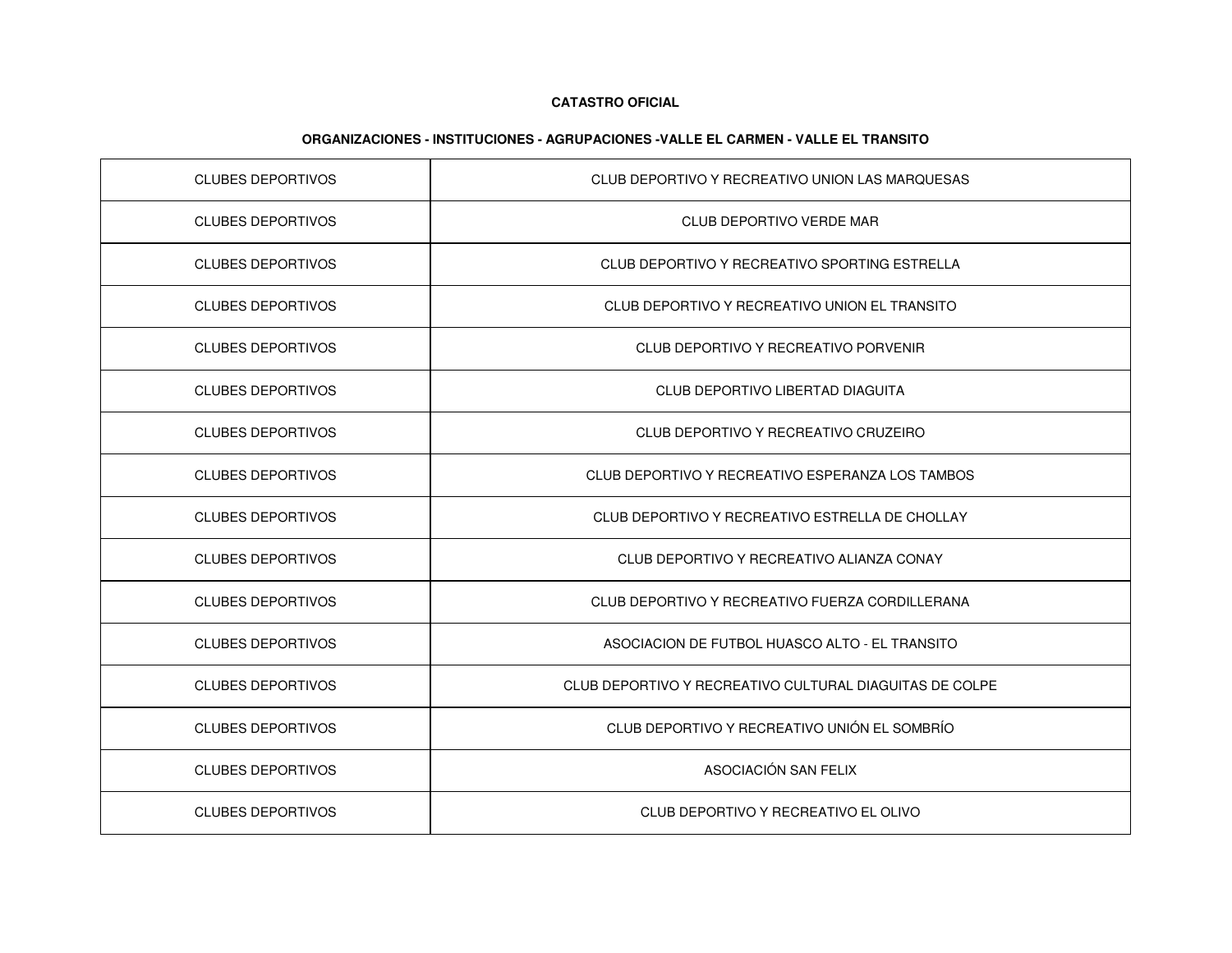**CATASTRO OFICIAL**

**ORGANIZACIONES - INSTITUCIONES - AGRUPACIONES -VALLE EL CARMEN - VALLE EL TRANSITO**

| | |
|---|---|
| CLUBES DEPORTIVOS | CLUB DEPORTIVO Y RECREATIVO UNION LAS MARQUESAS |
| CLUBES DEPORTIVOS | CLUB DEPORTIVO VERDE MAR |
| CLUBES DEPORTIVOS | CLUB DEPORTIVO Y RECREATIVO SPORTING ESTRELLA |
| CLUBES DEPORTIVOS | CLUB DEPORTIVO Y RECREATIVO UNION EL TRANSITO |
| CLUBES DEPORTIVOS | CLUB DEPORTIVO Y RECREATIVO PORVENIR |
| CLUBES DEPORTIVOS | CLUB DEPORTIVO LIBERTAD DIAGUITA |
| CLUBES DEPORTIVOS | CLUB DEPORTIVO Y RECREATIVO CRUZEIRO |
| CLUBES DEPORTIVOS | CLUB DEPORTIVO Y RECREATIVO ESPERANZA LOS TAMBOS |
| CLUBES DEPORTIVOS | CLUB DEPORTIVO Y RECREATIVO ESTRELLA DE CHOLLAY |
| CLUBES DEPORTIVOS | CLUB DEPORTIVO Y RECREATIVO ALIANZA CONAY |
| CLUBES DEPORTIVOS | CLUB DEPORTIVO Y RECREATIVO FUERZA CORDILLERANA |
| CLUBES DEPORTIVOS | ASOCIACION DE FUTBOL HUASCO ALTO - EL TRANSITO |
| CLUBES DEPORTIVOS | CLUB DEPORTIVO Y RECREATIVO CULTURAL DIAGUITAS DE COLPE |
| CLUBES DEPORTIVOS | CLUB DEPORTIVO Y RECREATIVO UNIÓN EL SOMBRÍO |
| CLUBES DEPORTIVOS | ASOCIACIÓN SAN FELIX |
| CLUBES DEPORTIVOS | CLUB DEPORTIVO Y RECREATIVO EL OLIVO |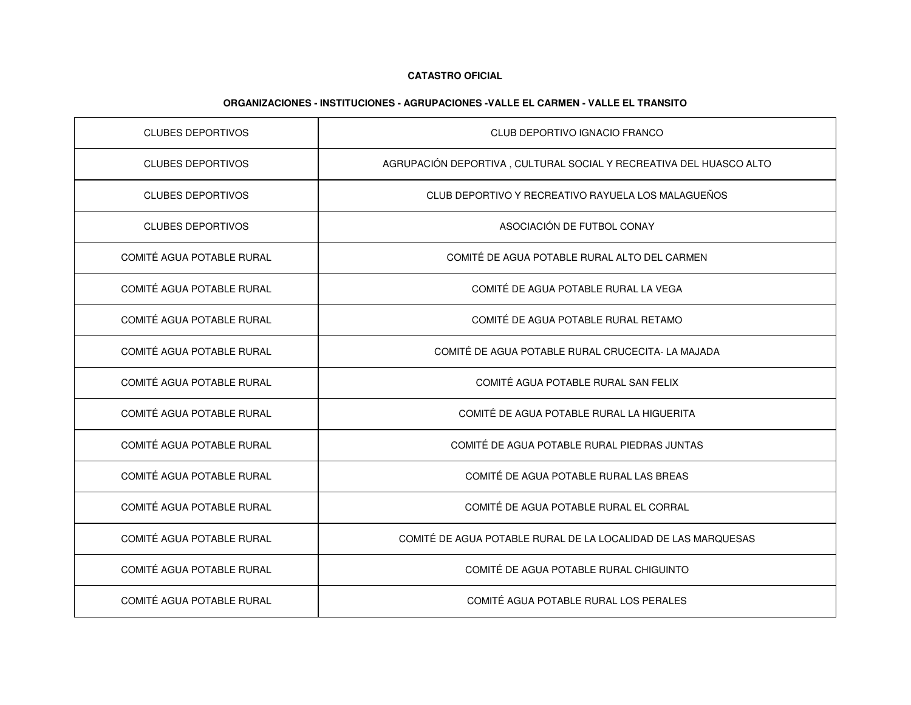**CATASTRO OFICIAL**

**ORGANIZACIONES - INSTITUCIONES - AGRUPACIONES -VALLE EL CARMEN - VALLE EL TRANSITO**

| | |
|---|---|
| CLUBES DEPORTIVOS | CLUB DEPORTIVO IGNACIO FRANCO |
| CLUBES DEPORTIVOS | AGRUPACIÓN DEPORTIVA , CULTURAL SOCIAL Y RECREATIVA DEL HUASCO ALTO |
| CLUBES DEPORTIVOS | CLUB DEPORTIVO Y RECREATIVO RAYUELA LOS MALAGUEÑOS |
| CLUBES DEPORTIVOS | ASOCIACIÓN DE FUTBOL CONAY |
| COMITÉ AGUA POTABLE RURAL | COMITÉ DE AGUA POTABLE RURAL ALTO DEL CARMEN |
| COMITÉ AGUA POTABLE RURAL | COMITÉ DE AGUA POTABLE RURAL LA VEGA |
| COMITÉ AGUA POTABLE RURAL | COMITÉ DE AGUA POTABLE RURAL RETAMO |
| COMITÉ AGUA POTABLE RURAL | COMITÉ DE AGUA POTABLE RURAL CRUCECITA- LA MAJADA |
| COMITÉ AGUA POTABLE RURAL | COMITÉ AGUA POTABLE RURAL SAN FELIX |
| COMITÉ AGUA POTABLE RURAL | COMITÉ DE AGUA POTABLE RURAL LA HIGUERITA |
| COMITÉ AGUA POTABLE RURAL | COMITÉ DE AGUA POTABLE RURAL PIEDRAS JUNTAS |
| COMITÉ AGUA POTABLE RURAL | COMITÉ DE AGUA POTABLE RURAL LAS BREAS |
| COMITÉ AGUA POTABLE RURAL | COMITÉ DE AGUA POTABLE RURAL EL CORRAL |
| COMITÉ AGUA POTABLE RURAL | COMITÉ DE AGUA POTABLE RURAL DE LA LOCALIDAD DE LAS MARQUESAS |
| COMITÉ AGUA POTABLE RURAL | COMITÉ DE AGUA POTABLE RURAL CHIGUINTO |
| COMITÉ AGUA POTABLE RURAL | COMITÉ AGUA POTABLE RURAL LOS PERALES |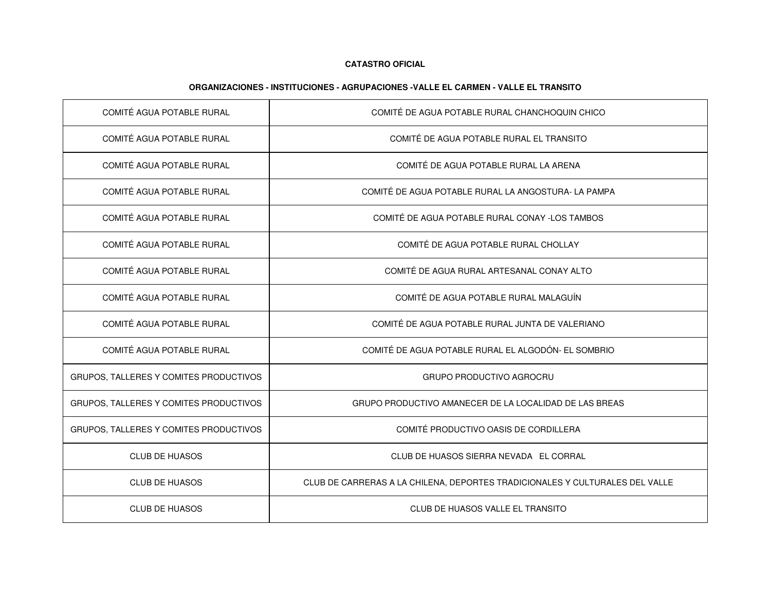**CATASTRO OFICIAL**

**ORGANIZACIONES - INSTITUCIONES - AGRUPACIONES -VALLE EL CARMEN - VALLE EL TRANSITO**

| | |
|---|---|
| COMITÉ AGUA POTABLE RURAL | COMITÉ DE AGUA POTABLE RURAL CHANCHOQUIN CHICO |
| COMITÉ AGUA POTABLE RURAL | COMITÉ DE AGUA POTABLE RURAL EL TRANSITO |
| COMITÉ AGUA POTABLE RURAL | COMITÉ DE AGUA POTABLE RURAL LA ARENA |
| COMITÉ AGUA POTABLE RURAL | COMITÉ DE AGUA POTABLE RURAL LA ANGOSTURA- LA PAMPA |
| COMITÉ AGUA POTABLE RURAL | COMITÉ DE AGUA POTABLE RURAL CONAY -LOS TAMBOS |
| COMITÉ AGUA POTABLE RURAL | COMITÉ DE AGUA POTABLE RURAL CHOLLAY |
| COMITÉ AGUA POTABLE RURAL | COMITÉ DE AGUA RURAL ARTESANAL CONAY ALTO |
| COMITÉ AGUA POTABLE RURAL | COMITÉ DE AGUA POTABLE RURAL MALAGUÍN |
| COMITÉ AGUA POTABLE RURAL | COMITÉ DE AGUA POTABLE RURAL JUNTA DE VALERIANO |
| COMITÉ AGUA POTABLE RURAL | COMITÉ DE AGUA POTABLE RURAL EL ALGODÓN- EL SOMBRIO |
| GRUPOS, TALLERES Y COMITES PRODUCTIVOS | GRUPO PRODUCTIVO AGROCRU |
| GRUPOS, TALLERES Y COMITES PRODUCTIVOS | GRUPO PRODUCTIVO AMANECER DE LA LOCALIDAD DE LAS BREAS |
| GRUPOS, TALLERES Y COMITES PRODUCTIVOS | COMITÉ PRODUCTIVO OASIS DE CORDILLERA |
| CLUB DE HUASOS | CLUB DE HUASOS SIERRA NEVADA EL CORRAL |
| CLUB DE HUASOS | CLUB DE CARRERAS A LA CHILENA, DEPORTES TRADICIONALES Y CULTURALES DEL VALLE |
| CLUB DE HUASOS | CLUB DE HUASOS VALLE EL TRANSITO |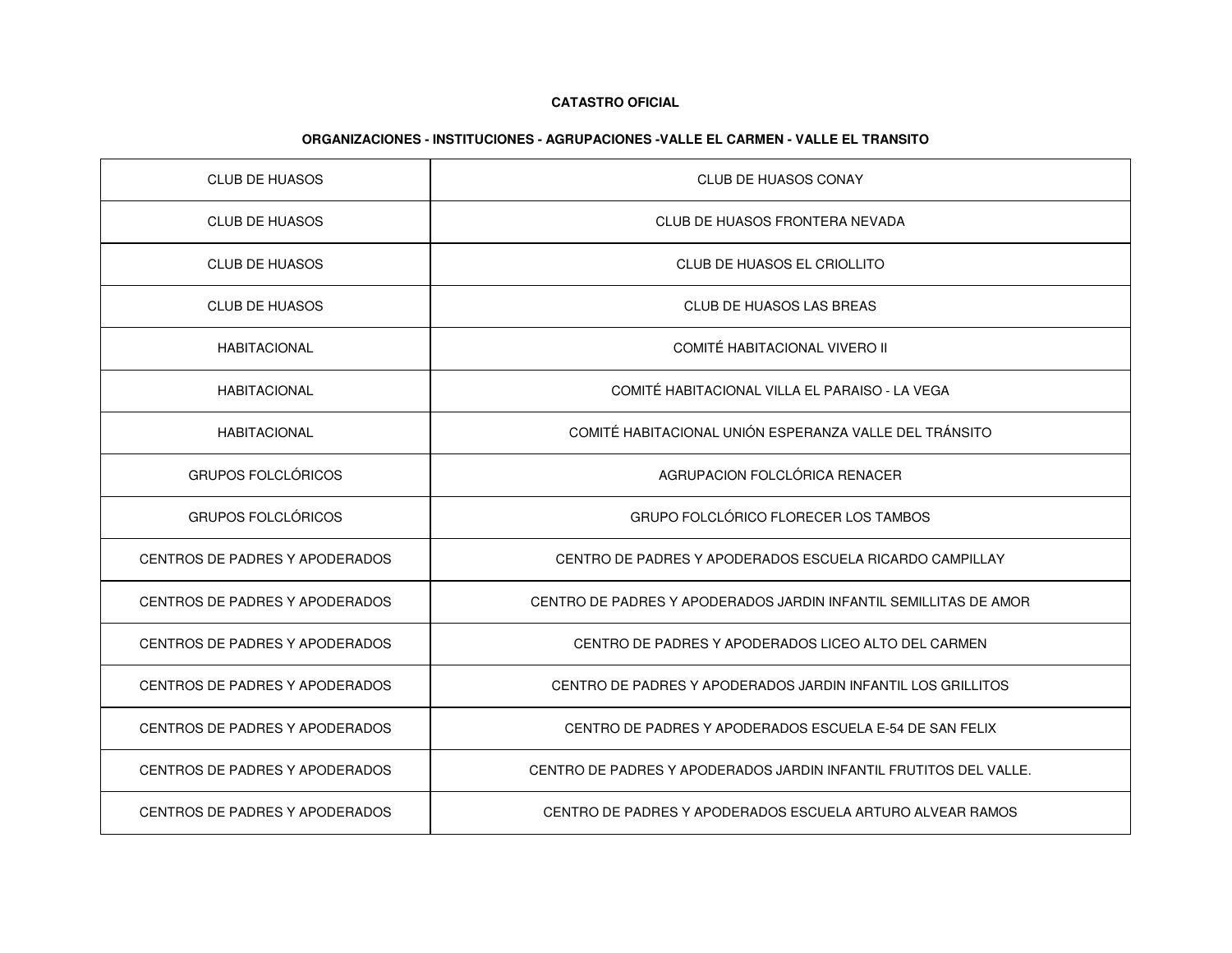**CATASTRO OFICIAL**

**ORGANIZACIONES - INSTITUCIONES - AGRUPACIONES -VALLE EL CARMEN - VALLE EL TRANSITO**

| | |
|---|---|
| CLUB DE HUASOS | CLUB DE HUASOS CONAY |
| CLUB DE HUASOS | CLUB DE HUASOS FRONTERA NEVADA |
| CLUB DE HUASOS | CLUB DE HUASOS EL CRIOLLITO |
| CLUB DE HUASOS | CLUB DE HUASOS LAS BREAS |
| HABITACIONAL | COMITÉ HABITACIONAL VIVERO II |
| HABITACIONAL | COMITÉ HABITACIONAL VILLA EL PARAISO - LA VEGA |
| HABITACIONAL | COMITÉ HABITACIONAL UNIÓN ESPERANZA VALLE DEL TRÁNSITO |
| GRUPOS FOLCLÓRICOS | AGRUPACION FOLCLÓRICA RENACER |
| GRUPOS FOLCLÓRICOS | GRUPO FOLCLÓRICO FLORECER LOS TAMBOS |
| CENTROS DE PADRES Y APODERADOS | CENTRO DE PADRES Y APODERADOS ESCUELA RICARDO CAMPILLAY |
| CENTROS DE PADRES Y APODERADOS | CENTRO DE PADRES Y APODERADOS JARDIN INFANTIL SEMILLITAS DE AMOR |
| CENTROS DE PADRES Y APODERADOS | CENTRO DE PADRES Y APODERADOS LICEO ALTO DEL CARMEN |
| CENTROS DE PADRES Y APODERADOS | CENTRO DE PADRES Y APODERADOS JARDIN INFANTIL LOS GRILLITOS |
| CENTROS DE PADRES Y APODERADOS | CENTRO DE PADRES Y APODERADOS ESCUELA E-54 DE SAN FELIX |
| CENTROS DE PADRES Y APODERADOS | CENTRO DE PADRES Y APODERADOS JARDIN INFANTIL FRUTITOS DEL VALLE. |
| CENTROS DE PADRES Y APODERADOS | CENTRO DE PADRES Y APODERADOS ESCUELA ARTURO ALVEAR RAMOS |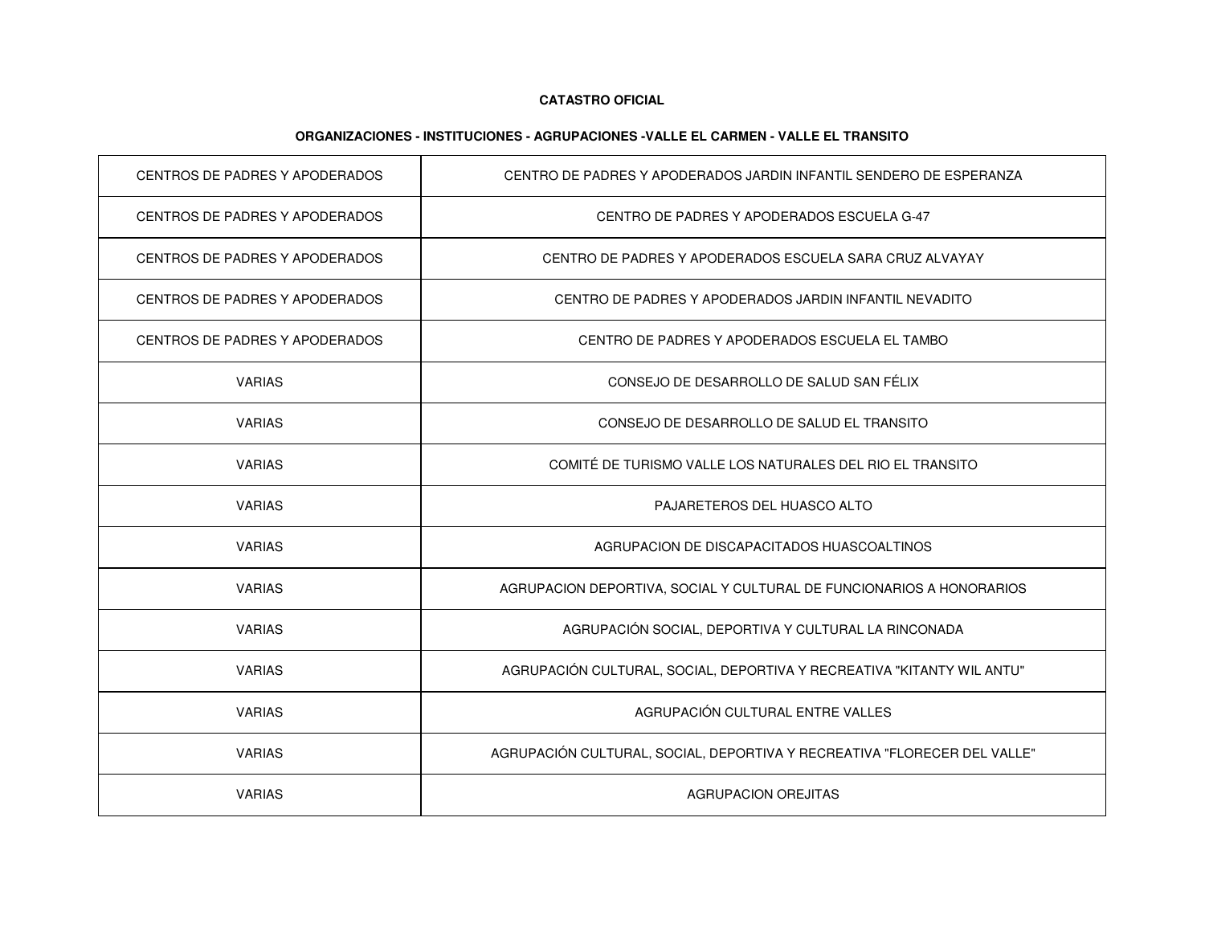**CATASTRO OFICIAL**

**ORGANIZACIONES - INSTITUCIONES - AGRUPACIONES -VALLE EL CARMEN - VALLE EL TRANSITO**

| | |
|---|---|
| CENTROS DE PADRES Y APODERADOS | CENTRO DE PADRES Y APODERADOS JARDIN INFANTIL SENDERO DE ESPERANZA |
| CENTROS DE PADRES Y APODERADOS | CENTRO DE PADRES Y APODERADOS ESCUELA G-47 |
| CENTROS DE PADRES Y APODERADOS | CENTRO DE PADRES Y APODERADOS ESCUELA SARA CRUZ ALVAYAY |
| CENTROS DE PADRES Y APODERADOS | CENTRO DE PADRES Y APODERADOS JARDIN INFANTIL NEVADITO |
| CENTROS DE PADRES Y APODERADOS | CENTRO DE PADRES Y APODERADOS ESCUELA EL TAMBO |
| VARIAS | CONSEJO DE DESARROLLO DE SALUD SAN FÉLIX |
| VARIAS | CONSEJO DE DESARROLLO DE SALUD EL TRANSITO |
| VARIAS | COMITÉ DE TURISMO VALLE LOS NATURALES DEL RIO EL TRANSITO |
| VARIAS | PAJARETEROS DEL HUASCO ALTO |
| VARIAS | AGRUPACION DE DISCAPACITADOS HUASCOALTINOS |
| VARIAS | AGRUPACION DEPORTIVA, SOCIAL Y CULTURAL DE FUNCIONARIOS A HONORARIOS |
| VARIAS | AGRUPACIÓN SOCIAL, DEPORTIVA Y CULTURAL LA RINCONADA |
| VARIAS | AGRUPACIÓN CULTURAL, SOCIAL, DEPORTIVA Y RECREATIVA "KITANTY WIL ANTU" |
| VARIAS | AGRUPACIÓN CULTURAL ENTRE VALLES |
| VARIAS | AGRUPACIÓN CULTURAL, SOCIAL, DEPORTIVA Y RECREATIVA "FLORECER DEL VALLE" |
| VARIAS | AGRUPACION OREJITAS |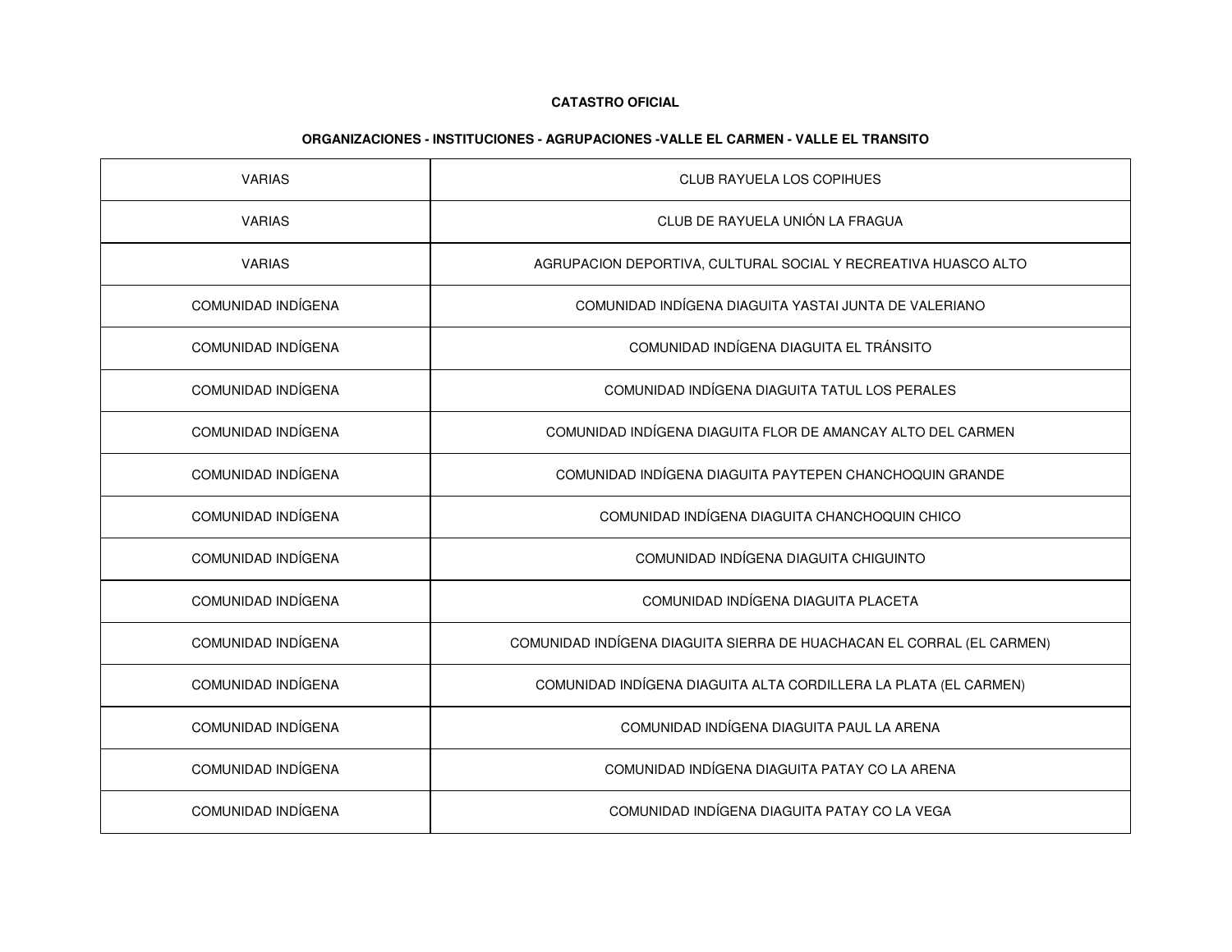**CATASTRO OFICIAL**

**ORGANIZACIONES - INSTITUCIONES - AGRUPACIONES -VALLE EL CARMEN - VALLE EL TRANSITO**

| | |
|---|---|
| VARIAS | CLUB RAYUELA LOS COPIHUES |
| VARIAS | CLUB DE RAYUELA UNIÓN LA FRAGUA |
| VARIAS | AGRUPACION DEPORTIVA, CULTURAL SOCIAL Y RECREATIVA HUASCO ALTO |
| COMUNIDAD INDÍGENA | COMUNIDAD INDÍGENA DIAGUITA YASTAI JUNTA DE VALERIANO |
| COMUNIDAD INDÍGENA | COMUNIDAD INDÍGENA DIAGUITA EL TRÁNSITO |
| COMUNIDAD INDÍGENA | COMUNIDAD INDÍGENA DIAGUITA TATUL LOS PERALES |
| COMUNIDAD INDÍGENA | COMUNIDAD INDÍGENA DIAGUITA FLOR DE AMANCAY ALTO DEL CARMEN |
| COMUNIDAD INDÍGENA | COMUNIDAD INDÍGENA DIAGUITA PAYTEPEN CHANCHOQUIN GRANDE |
| COMUNIDAD INDÍGENA | COMUNIDAD INDÍGENA DIAGUITA CHANCHOQUIN CHICO |
| COMUNIDAD INDÍGENA | COMUNIDAD INDÍGENA DIAGUITA CHIGUINTO |
| COMUNIDAD INDÍGENA | COMUNIDAD INDÍGENA DIAGUITA PLACETA |
| COMUNIDAD INDÍGENA | COMUNIDAD INDÍGENA DIAGUITA SIERRA DE HUACHACAN EL CORRAL (EL CARMEN) |
| COMUNIDAD INDÍGENA | COMUNIDAD INDÍGENA DIAGUITA ALTA CORDILLERA LA PLATA (EL CARMEN) |
| COMUNIDAD INDÍGENA | COMUNIDAD INDÍGENA DIAGUITA PAUL LA ARENA |
| COMUNIDAD INDÍGENA | COMUNIDAD INDÍGENA DIAGUITA PATAY CO LA ARENA |
| COMUNIDAD INDÍGENA | COMUNIDAD INDÍGENA DIAGUITA PATAY CO LA VEGA |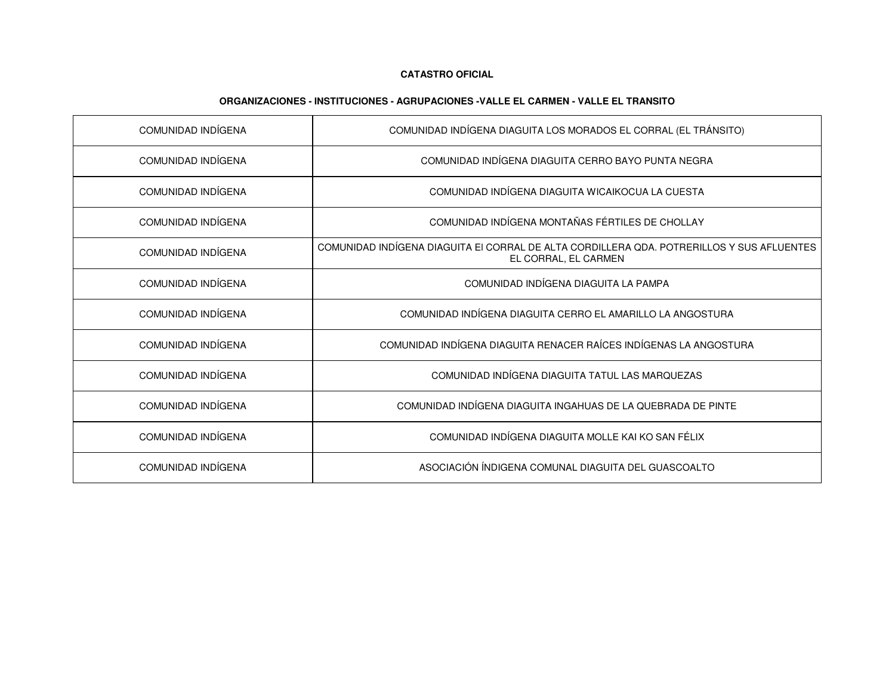**CATASTRO OFICIAL**

**ORGANIZACIONES - INSTITUCIONES - AGRUPACIONES -VALLE EL CARMEN - VALLE EL TRANSITO**

| | |
|---|---|
| COMUNIDAD INDÍGENA | COMUNIDAD INDÍGENA DIAGUITA LOS MORADOS EL CORRAL (EL TRÁNSITO) |
| COMUNIDAD INDÍGENA | COMUNIDAD INDÍGENA DIAGUITA CERRO BAYO PUNTA NEGRA |
| COMUNIDAD INDÍGENA | COMUNIDAD INDÍGENA DIAGUITA WICAIKOCUA LA CUESTA |
| COMUNIDAD INDÍGENA | COMUNIDAD INDÍGENA MONTAÑAS FÉRTILES DE CHOLLAY |
| COMUNIDAD INDÍGENA | COMUNIDAD INDÍGENA DIAGUITA El CORRAL DE ALTA CORDILLERA QDA. POTRERILLOS Y SUS AFLUENTES EL CORRAL, EL CARMEN |
| COMUNIDAD INDÍGENA | COMUNIDAD INDÍGENA DIAGUITA LA PAMPA |
| COMUNIDAD INDÍGENA | COMUNIDAD INDÍGENA DIAGUITA CERRO EL AMARILLO LA ANGOSTURA |
| COMUNIDAD INDÍGENA | COMUNIDAD INDÍGENA DIAGUITA RENACER RAÍCES INDÍGENAS LA ANGOSTURA |
| COMUNIDAD INDÍGENA | COMUNIDAD INDÍGENA DIAGUITA TATUL LAS MARQUEZAS |
| COMUNIDAD INDÍGENA | COMUNIDAD INDÍGENA DIAGUITA INGAHUAS DE LA QUEBRADA DE PINTE |
| COMUNIDAD INDÍGENA | COMUNIDAD INDÍGENA DIAGUITA MOLLE KAI KO SAN FÉLIX |
| COMUNIDAD INDÍGENA | ASOCIACIÓN ÍNDIGENA COMUNAL DIAGUITA DEL GUASCOALTO |